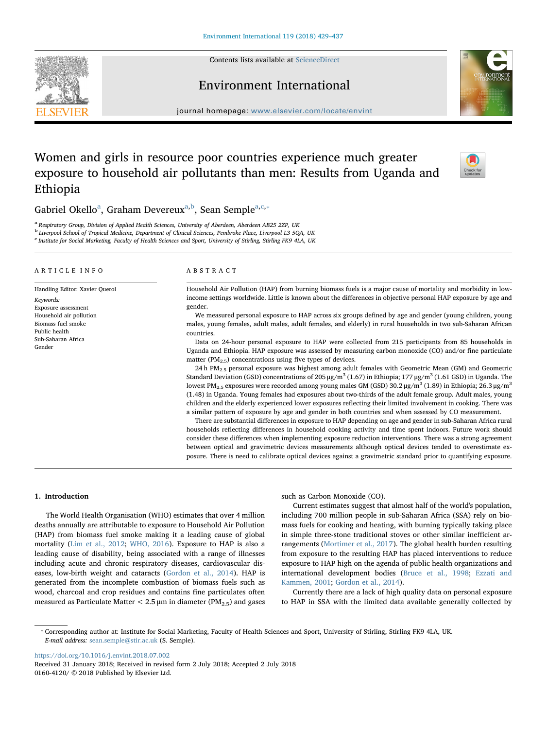# Women and girls in resource poor countries experience much greater exposure to household air pollutants than men: Results from Uganda and Ethiopia

Gabriel Okello[a], Graham Devereux[a,b], Sean Semple[a,c,*]

[a] Respiratory Group, Division of Applied Health Sciences, University of Aberdeen, Aberdeen AB25 2ZP, UK
[b] Liverpool School of Tropical Medicine, Department of Clinical Sciences, Pembroke Place, Liverpool L3 5QA, UK
[c] Institute for Social Marketing, Faculty of Health Sciences and Sport, University of Stirling, Stirling FK9 4LA, UK

## ARTICLE INFO

Handling Editor: Xavier Querol

*Keywords:*
Exposure assessment
Household air pollution
Biomass fuel smoke
Public health
Sub-Saharan Africa
Gender

## ABSTRACT

Household Air Pollution (HAP) from burning biomass fuels is a major cause of mortality and morbidity in low-income settings worldwide. Little is known about the differences in objective personal HAP exposure by age and gender.

We measured personal exposure to HAP across six groups defined by age and gender (young children, young males, young females, adult males, adult females, and elderly) in rural households in two sub-Saharan African countries.

Data on 24-hour personal exposure to HAP were collected from 215 participants from 85 households in Uganda and Ethiopia. HAP exposure was assessed by measuring carbon monoxide (CO) and/or fine particulate matter ($PM_{2.5}$) concentrations using five types of devices.

24 h $PM_{2.5}$ personal exposure was highest among adult females with Geometric Mean (GM) and Geometric Standard Deviation (GSD) concentrations of 205 μg/m$^3$ (1.67) in Ethiopia; 177 μg/m$^3$ (1.61 GSD) in Uganda. The lowest $PM_{2.5}$ exposures were recorded among young males GM (GSD) 30.2 μg/m$^3$ (1.89) in Ethiopia; 26.3 μg/m$^3$ (1.48) in Uganda. Young females had exposures about two-thirds of the adult female group. Adult males, young children and the elderly experienced lower exposures reflecting their limited involvement in cooking. There was a similar pattern of exposure by age and gender in both countries and when assessed by CO measurement.

There are substantial differences in exposure to HAP depending on age and gender in sub-Saharan Africa rural households reflecting differences in household cooking activity and time spent indoors. Future work should consider these differences when implementing exposure reduction interventions. There was a strong agreement between optical and gravimetric devices measurements although optical devices tended to overestimate exposure. There is need to calibrate optical devices against a gravimetric standard prior to quantifying exposure.

## 1. Introduction

The World Health Organisation (WHO) estimates that over 4 million deaths annually are attributable to exposure to Household Air Pollution (HAP) from biomass fuel smoke making it a leading cause of global mortality (Lim et al., 2012; WHO, 2016). Exposure to HAP is also a leading cause of disability, being associated with a range of illnesses including acute and chronic respiratory diseases, cardiovascular diseases, low-birth weight and cataracts (Gordon et al., 2014). HAP is generated from the incomplete combustion of biomass fuels such as wood, charcoal and crop residues and contains fine particulates often measured as Particulate Matter < 2.5 μm in diameter ($PM_{2.5}$) and gases such as Carbon Monoxide (CO).

Current estimates suggest that almost half of the world's population, including 700 million people in sub-Saharan Africa (SSA) rely on biomass fuels for cooking and heating, with burning typically taking place in simple three-stone traditional stoves or other similar inefficient arrangements (Mortimer et al., 2017). The global health burden resulting from exposure to the resulting HAP has placed interventions to reduce exposure to HAP high on the agenda of public health organizations and international development bodies (Bruce et al., 1998; Ezzati and Kammen, 2001; Gordon et al., 2014).

Currently there are a lack of high quality data on personal exposure to HAP in SSA with the limited data available generally collected by

---

* Corresponding author at: Institute for Social Marketing, Faculty of Health Sciences and Sport, University of Stirling, Stirling FK9 4LA, UK.
*E-mail address:* sean.semple@stir.ac.uk (S. Semple).

https://doi.org/10.1016/j.envint.2018.07.002
Received 31 January 2018; Received in revised form 2 July 2018; Accepted 2 July 2018
0160-4120/ © 2018 Published by Elsevier Ltd.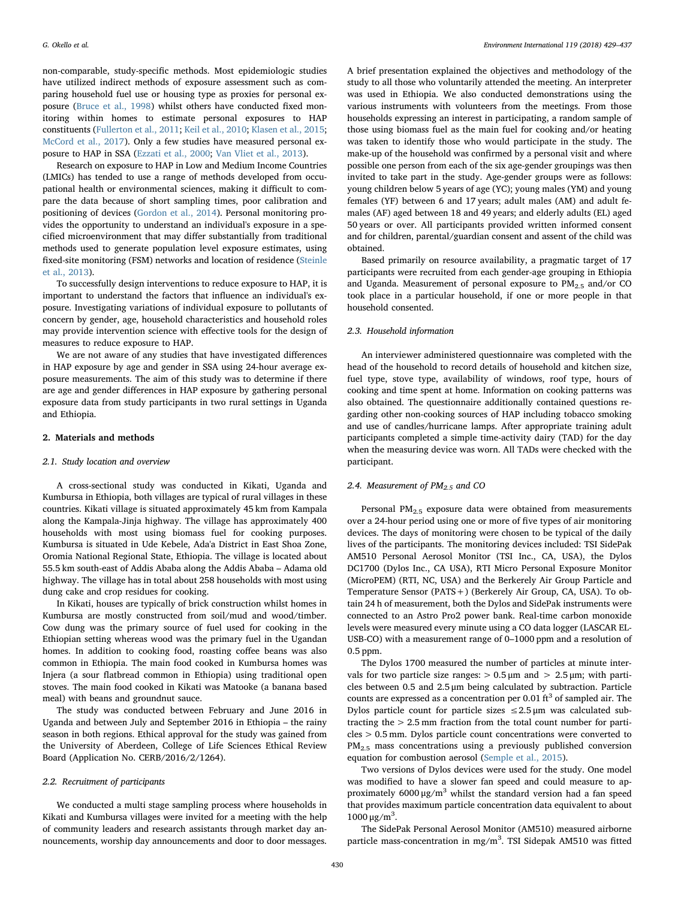non-comparable, study-specific methods. Most epidemiologic studies have utilized indirect methods of exposure assessment such as comparing household fuel use or housing type as proxies for personal exposure (Bruce et al., 1998) whilst others have conducted fixed monitoring within homes to estimate personal exposures to HAP constituents (Fullerton et al., 2011; Keil et al., 2010; Klasen et al., 2015; McCord et al., 2017). Only a few studies have measured personal exposure to HAP in SSA (Ezzati et al., 2000; Van Vliet et al., 2013).

Research on exposure to HAP in Low and Medium Income Countries (LMICs) has tended to use a range of methods developed from occupational health or environmental sciences, making it difficult to compare the data because of short sampling times, poor calibration and positioning of devices (Gordon et al., 2014). Personal monitoring provides the opportunity to understand an individual's exposure in a specified microenvironment that may differ substantially from traditional methods used to generate population level exposure estimates, using fixed-site monitoring (FSM) networks and location of residence (Steinle et al., 2013).

To successfully design interventions to reduce exposure to HAP, it is important to understand the factors that influence an individual's exposure. Investigating variations of individual exposure to pollutants of concern by gender, age, household characteristics and household roles may provide intervention science with effective tools for the design of measures to reduce exposure to HAP.

We are not aware of any studies that have investigated differences in HAP exposure by age and gender in SSA using 24-hour average exposure measurements. The aim of this study was to determine if there are age and gender differences in HAP exposure by gathering personal exposure data from study participants in two rural settings in Uganda and Ethiopia.

## 2. Materials and methods

### 2.1. Study location and overview

A cross-sectional study was conducted in Kikati, Uganda and Kumbursa in Ethiopia, both villages are typical of rural villages in these countries. Kikati village is situated approximately 45 km from Kampala along the Kampala-Jinja highway. The village has approximately 400 households with most using biomass fuel for cooking purposes. Kumbursa is situated in Ude Kebele, Ada'a District in East Shoa Zone, Oromia National Regional State, Ethiopia. The village is located about 55.5 km south-east of Addis Ababa along the Addis Ababa – Adama old highway. The village has in total about 258 households with most using dung cake and crop residues for cooking.

In Kikati, houses are typically of brick construction whilst homes in Kumbursa are mostly constructed from soil/mud and wood/timber. Cow dung was the primary source of fuel used for cooking in the Ethiopian setting whereas wood was the primary fuel in the Ugandan homes. In addition to cooking food, roasting coffee beans was also common in Ethiopia. The main food cooked in Kumbursa homes was Injera (a sour flatbread common in Ethiopia) using traditional open stoves. The main food cooked in Kikati was Matooke (a banana based meal) with beans and groundnut sauce.

The study was conducted between February and June 2016 in Uganda and between July and September 2016 in Ethiopia – the rainy season in both regions. Ethical approval for the study was gained from the University of Aberdeen, College of Life Sciences Ethical Review Board (Application No. CERB/2016/2/1264).

### 2.2. Recruitment of participants

We conducted a multi stage sampling process where households in Kikati and Kumbursa villages were invited for a meeting with the help of community leaders and research assistants through market day announcements, worship day announcements and door to door messages. A brief presentation explained the objectives and methodology of the study to all those who voluntarily attended the meeting. An interpreter was used in Ethiopia. We also conducted demonstrations using the various instruments with volunteers from the meetings. From those households expressing an interest in participating, a random sample of those using biomass fuel as the main fuel for cooking and/or heating was taken to identify those who would participate in the study. The make-up of the household was confirmed by a personal visit and where possible one person from each of the six age-gender groupings was then invited to take part in the study. Age-gender groups were as follows: young children below 5 years of age (YC); young males (YM) and young females (YF) between 6 and 17 years; adult males (AM) and adult females (AF) aged between 18 and 49 years; and elderly adults (EL) aged 50 years or over. All participants provided written informed consent and for children, parental/guardian consent and assent of the child was obtained.

Based primarily on resource availability, a pragmatic target of 17 participants were recruited from each gender-age grouping in Ethiopia and Uganda. Measurement of personal exposure to $PM_{2.5}$ and/or CO took place in a particular household, if one or more people in that household consented.

### 2.3. Household information

An interviewer administered questionnaire was completed with the head of the household to record details of household and kitchen size, fuel type, stove type, availability of windows, roof type, hours of cooking and time spent at home. Information on cooking patterns was also obtained. The questionnaire additionally contained questions regarding other non-cooking sources of HAP including tobacco smoking and use of candles/hurricane lamps. After appropriate training adult participants completed a simple time-activity dairy (TAD) for the day when the measuring device was worn. All TADs were checked with the participant.

### 2.4. Measurement of $PM_{2.5}$ and CO

Personal $PM_{2.5}$ exposure data were obtained from measurements over a 24-hour period using one or more of five types of air monitoring devices. The days of monitoring were chosen to be typical of the daily lives of the participants. The monitoring devices included: TSI SidePak AM510 Personal Aerosol Monitor (TSI Inc., CA, USA), the Dylos DC1700 (Dylos Inc., CA USA), RTI Micro Personal Exposure Monitor (MicroPEM) (RTI, NC, USA) and the Berkerely Air Group Particle and Temperature Sensor (PATS+) (Berkerely Air Group, CA, USA). To obtain 24 h of measurement, both the Dylos and SidePak instruments were connected to an Astro Pro2 power bank. Real-time carbon monoxide levels were measured every minute using a CO data logger (LASCAR EL-USB-CO) with a measurement range of 0–1000 ppm and a resolution of 0.5 ppm.

The Dylos 1700 measured the number of particles at minute intervals for two particle size ranges: > 0.5 μm and > 2.5 μm; with particles between 0.5 and 2.5 μm being calculated by subtraction. Particle counts are expressed as a concentration per 0.01 $ft^3$ of sampled air. The Dylos particle count for particle sizes ≤2.5 μm was calculated subtracting the > 2.5 mm fraction from the total count number for particles > 0.5 mm. Dylos particle count concentrations were converted to $PM_{2.5}$ mass concentrations using a previously published conversion equation for combustion aerosol (Semple et al., 2015).

Two versions of Dylos devices were used for the study. One model was modified to have a slower fan speed and could measure to approximately 6000 μg/$m^3$ whilst the standard version had a fan speed that provides maximum particle concentration data equivalent to about 1000 μg/$m^3$.

The SidePak Personal Aerosol Monitor (AM510) measured airborne particle mass-concentration in mg/$m^3$. TSI Sidepak AM510 was fitted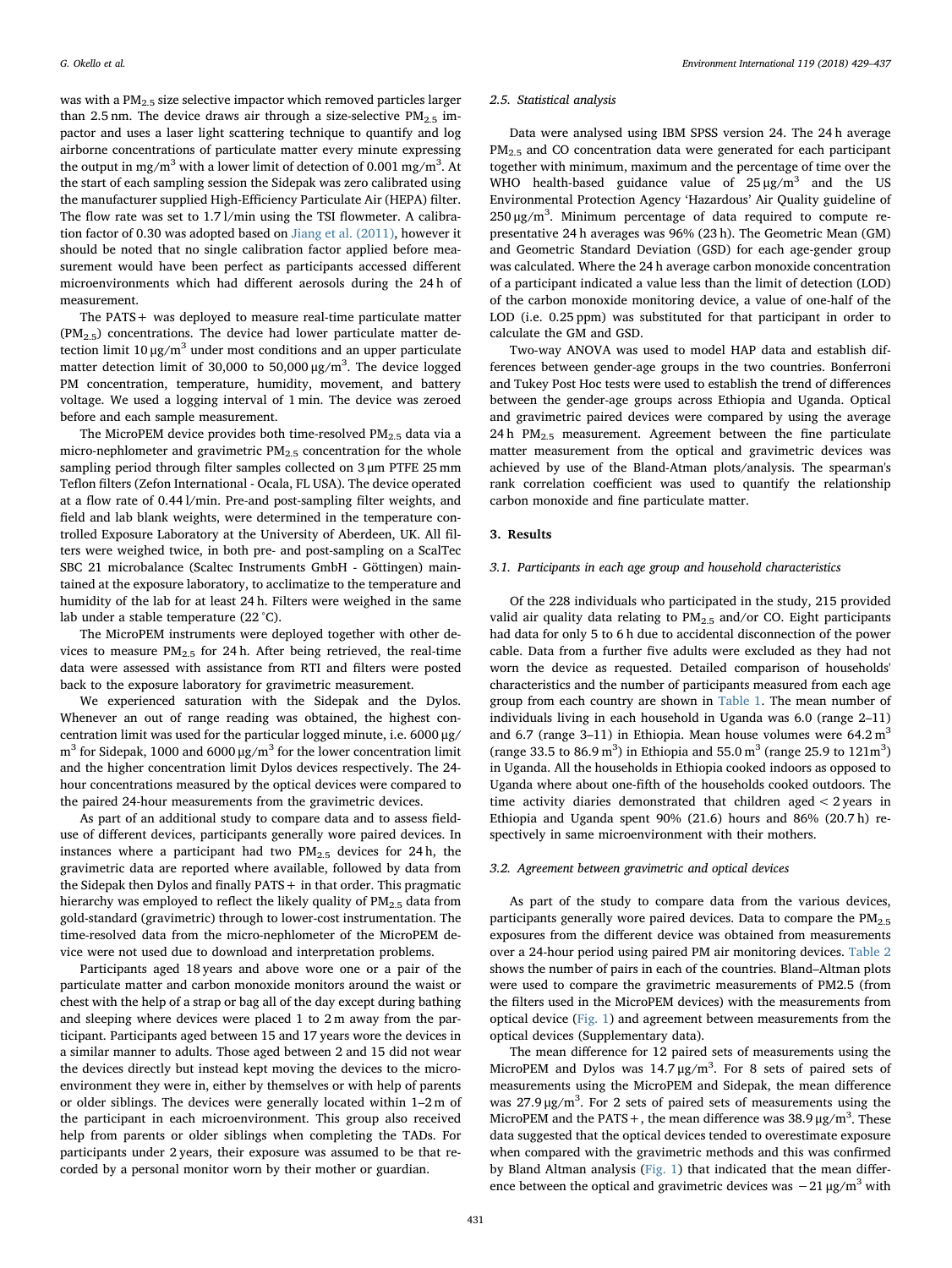was with a $PM_{2.5}$ size selective impactor which removed particles larger than 2.5 nm. The device draws air through a size-selective $PM_{2.5}$ impactor and uses a laser light scattering technique to quantify and log airborne concentrations of particulate matter every minute expressing the output in mg/m$^3$ with a lower limit of detection of 0.001 mg/m$^3$. At the start of each sampling session the Sidepak was zero calibrated using the manufacturer supplied High-Efficiency Particulate Air (HEPA) filter. The flow rate was set to 1.7 l/min using the TSI flowmeter. A calibration factor of 0.30 was adopted based on Jiang et al. (2011), however it should be noted that no single calibration factor applied before measurement would have been perfect as participants accessed different microenvironments which had different aerosols during the 24 h of measurement.

The PATS+ was deployed to measure real-time particulate matter ($PM_{2.5}$) concentrations. The device had lower particulate matter detection limit 10 μg/m$^3$ under most conditions and an upper particulate matter detection limit of 30,000 to 50,000 μg/m$^3$. The device logged PM concentration, temperature, humidity, movement, and battery voltage. We used a logging interval of 1 min. The device was zeroed before and each sample measurement.

The MicroPEM device provides both time-resolved $PM_{2.5}$ data via a micro-nephlometer and gravimetric $PM_{2.5}$ concentration for the whole sampling period through filter samples collected on 3 μm PTFE 25 mm Teflon filters (Zefon International - Ocala, FL USA). The device operated at a flow rate of 0.44 l/min. Pre-and post-sampling filter weights, and field and lab blank weights, were determined in the temperature controlled Exposure Laboratory at the University of Aberdeen, UK. All filters were weighed twice, in both pre- and post-sampling on a ScalTec SBC 21 microbalance (Scaltec Instruments GmbH - Göttingen) maintained at the exposure laboratory, to acclimatize to the temperature and humidity of the lab for at least 24 h. Filters were weighed in the same lab under a stable temperature (22 °C).

The MicroPEM instruments were deployed together with other devices to measure $PM_{2.5}$ for 24 h. After being retrieved, the real-time data were assessed with assistance from RTI and filters were posted back to the exposure laboratory for gravimetric measurement.

We experienced saturation with the Sidepak and the Dylos. Whenever an out of range reading was obtained, the highest concentration limit was used for the particular logged minute, i.e. 6000 μg/m$^3$ for Sidepak, 1000 and 6000 μg/m$^3$ for the lower concentration limit and the higher concentration limit Dylos devices respectively. The 24-hour concentrations measured by the optical devices were compared to the paired 24-hour measurements from the gravimetric devices.

As part of an additional study to compare data and to assess field-use of different devices, participants generally wore paired devices. In instances where a participant had two $PM_{2.5}$ devices for 24 h, the gravimetric data are reported where available, followed by data from the Sidepak then Dylos and finally PATS+ in that order. This pragmatic hierarchy was employed to reflect the likely quality of $PM_{2.5}$ data from gold-standard (gravimetric) through to lower-cost instrumentation. The time-resolved data from the micro-nephlometer of the MicroPEM device were not used due to download and interpretation problems.

Participants aged 18 years and above wore one or a pair of the particulate matter and carbon monoxide monitors around the waist or chest with the help of a strap or bag all of the day except during bathing and sleeping where devices were placed 1 to 2 m away from the participant. Participants aged between 15 and 17 years wore the devices in a similar manner to adults. Those aged between 2 and 15 did not wear the devices directly but instead kept moving the devices to the microenvironment they were in, either by themselves or with help of parents or older siblings. The devices were generally located within 1–2 m of the participant in each microenvironment. This group also received help from parents or older siblings when completing the TADs. For participants under 2 years, their exposure was assumed to be that recorded by a personal monitor worn by their mother or guardian.

### 2.5. Statistical analysis

Data were analysed using IBM SPSS version 24. The 24 h average $PM_{2.5}$ and CO concentration data were generated for each participant together with minimum, maximum and the percentage of time over the WHO health-based guidance value of 25 μg/m$^3$ and the US Environmental Protection Agency 'Hazardous' Air Quality guideline of 250 μg/m$^3$. Minimum percentage of data required to compute representative 24 h averages was 96% (23 h). The Geometric Mean (GM) and Geometric Standard Deviation (GSD) for each age-gender group was calculated. Where the 24 h average carbon monoxide concentration of a participant indicated a value less than the limit of detection (LOD) of the carbon monoxide monitoring device, a value of one-half of the LOD (i.e. 0.25 ppm) was substituted for that participant in order to calculate the GM and GSD.

Two-way ANOVA was used to model HAP data and establish differences between gender-age groups in the two countries. Bonferroni and Tukey Post Hoc tests were used to establish the trend of differences between the gender-age groups across Ethiopia and Uganda. Optical and gravimetric paired devices were compared by using the average 24 h $PM_{2.5}$ measurement. Agreement between the fine particulate matter measurement from the optical and gravimetric devices was achieved by use of the Bland-Atman plots/analysis. The spearman's rank correlation coefficient was used to quantify the relationship carbon monoxide and fine particulate matter.

## 3. Results

### 3.1. Participants in each age group and household characteristics

Of the 228 individuals who participated in the study, 215 provided valid air quality data relating to $PM_{2.5}$ and/or CO. Eight participants had data for only 5 to 6 h due to accidental disconnection of the power cable. Data from a further five adults were excluded as they had not worn the device as requested. Detailed comparison of households' characteristics and the number of participants measured from each age group from each country are shown in Table 1. The mean number of individuals living in each household in Uganda was 6.0 (range 2–11) and 6.7 (range 3–11) in Ethiopia. Mean house volumes were 64.2 m$^3$ (range 33.5 to 86.9 m$^3$) in Ethiopia and 55.0 m$^3$ (range 25.9 to 121m$^3$) in Uganda. All the households in Ethiopia cooked indoors as opposed to Uganda where about one-fifth of the households cooked outdoors. The time activity diaries demonstrated that children aged < 2 years in Ethiopia and Uganda spent 90% (21.6) hours and 86% (20.7 h) respectively in same microenvironment with their mothers.

### 3.2. Agreement between gravimetric and optical devices

As part of the study to compare data from the various devices, participants generally wore paired devices. Data to compare the $PM_{2.5}$ exposures from the different device was obtained from measurements over a 24-hour period using paired PM air monitoring devices. Table 2 shows the number of pairs in each of the countries. Bland–Altman plots were used to compare the gravimetric measurements of PM2.5 (from the filters used in the MicroPEM devices) with the measurements from optical device (Fig. 1) and agreement between measurements from the optical devices (Supplementary data).

The mean difference for 12 paired sets of measurements using the MicroPEM and Dylos was 14.7 μg/m$^3$. For 8 sets of paired sets of measurements using the MicroPEM and Sidepak, the mean difference was 27.9 μg/m$^3$. For 2 sets of paired sets of measurements using the MicroPEM and the PATS+, the mean difference was 38.9 μg/m$^3$. These data suggested that the optical devices tended to overestimate exposure when compared with the gravimetric methods and this was confirmed by Bland Altman analysis (Fig. 1) that indicated that the mean difference between the optical and gravimetric devices was −21 μg/m$^3$ with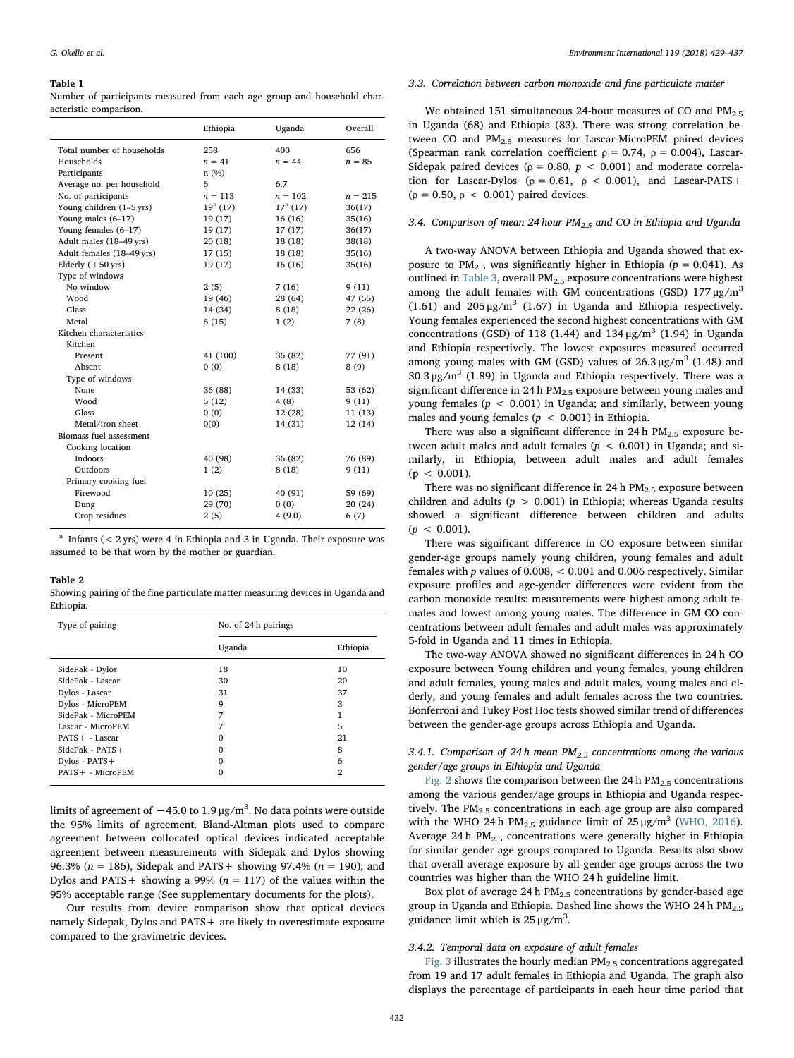**Table 1**
Number of participants measured from each age group and household characteristic comparison.

| | Ethiopia | Uganda | Overall |
|---|---|---|---|
| Total number of households | 258 | 400 | 656 |
| Households | $n = 41$ | $n = 44$ | $n = 85$ |
| Participants | n (%) | | |
| Average no. per household | 6 | 6.7 | |
| No. of participants | $n = 113$ | $n = 102$ | $n = 215$ |
| Young children (1–5 yrs) | 19[a] (17) | 17[a] (17) | 36(17) |
| Young males (6–17) | 19 (17) | 16 (16) | 35(16) |
| Young females (6–17) | 19 (17) | 17 (17) | 36(17) |
| Adult males (18–49 yrs) | 20 (18) | 18 (18) | 38(18) |
| Adult females (18–49 yrs) | 17 (15) | 18 (18) | 35(16) |
| Elderly (+50 yrs) | 19 (17) | 16 (16) | 35(16) |
| Type of windows | | | |
| No window | 2 (5) | 7 (16) | 9 (11) |
| Wood | 19 (46) | 28 (64) | 47 (55) |
| Glass | 14 (34) | 8 (18) | 22 (26) |
| Metal | 6 (15) | 1 (2) | 7 (8) |
| Kitchen characteristics | | | |
| Kitchen | | | |
| Present | 41 (100) | 36 (82) | 77 (91) |
| Absent | 0 (0) | 8 (18) | 8 (9) |
| Type of windows | | | |
| None | 36 (88) | 14 (33) | 53 (62) |
| Wood | 5 (12) | 4 (8) | 9 (11) |
| Glass | 0 (0) | 12 (28) | 11 (13) |
| Metal/iron sheet | 0(0) | 14 (31) | 12 (14) |
| Biomass fuel assessment | | | |
| Cooking location | | | |
| Indoors | 40 (98) | 36 (82) | 76 (89) |
| Outdoors | 1 (2) | 8 (18) | 9 (11) |
| Primary cooking fuel | | | |
| Firewood | 10 (25) | 40 (91) | 59 (69) |
| Dung | 29 (70) | 0 (0) | 20 (24) |
| Crop residues | 2 (5) | 4 (9.0) | 6 (7) |

[a] Infants (< 2 yrs) were 4 in Ethiopia and 3 in Uganda. Their exposure was assumed to be that worn by the mother or guardian.

**Table 2**
Showing pairing of the fine particulate matter measuring devices in Uganda and Ethiopia.

| Type of pairing | No. of 24 h pairings | |
|---|---|---|
| | Uganda | Ethiopia |
| SidePak - Dylos | 18 | 10 |
| SidePak - Lascar | 30 | 20 |
| Dylos - Lascar | 31 | 37 |
| Dylos - MicroPEM | 9 | 3 |
| SidePak - MicroPEM | 7 | 1 |
| Lascar - MicroPEM | 7 | 5 |
| PATS+ - Lascar | 0 | 21 |
| SidePak - PATS+ | 0 | 8 |
| Dylos - PATS+ | 0 | 6 |
| PATS+ - MicroPEM | 0 | 2 |

limits of agreement of −45.0 to 1.9 μg/m$^3$. No data points were outside the 95% limits of agreement. Bland-Altman plots used to compare agreement between collocated optical devices indicated acceptable agreement between measurements with Sidepak and Dylos showing 96.3% ($n = 186$), Sidepak and PATS+ showing 97.4% ($n = 190$); and Dylos and PATS+ showing a 99% ($n = 117$) of the values within the 95% acceptable range (See supplementary documents for the plots).

Our results from device comparison show that optical devices namely Sidepak, Dylos and PATS+ are likely to overestimate exposure compared to the gravimetric devices.

### 3.3. Correlation between carbon monoxide and fine particulate matter

We obtained 151 simultaneous 24-hour measures of CO and $PM_{2.5}$ in Uganda (68) and Ethiopia (83). There was strong correlation between CO and $PM_{2.5}$ measures for Lascar-MicroPEM paired devices (Spearman rank correlation coefficient $\rho = 0.74$, $\rho = 0.004$), Lascar-Sidepak paired devices ($\rho = 0.80$, $p < 0.001$) and moderate correlation for Lascar-Dylos ($\rho = 0.61$, $\rho < 0.001$), and Lascar-PATS+ ($\rho = 0.50$, $\rho < 0.001$) paired devices.

### 3.4. Comparison of mean 24 hour $PM_{2.5}$ and CO in Ethiopia and Uganda

A two-way ANOVA between Ethiopia and Uganda showed that exposure to $PM_{2.5}$ was significantly higher in Ethiopia ($p = 0.041$). As outlined in Table 3, overall $PM_{2.5}$ exposure concentrations were highest among the adult females with GM concentrations (GSD) 177 μg/m$^3$ (1.61) and 205 μg/m$^3$ (1.67) in Uganda and Ethiopia respectively. Young females experienced the second highest concentrations with GM concentrations (GSD) of 118 (1.44) and 134 μg/m$^3$ (1.94) in Uganda and Ethiopia respectively. The lowest exposures measured occurred among young males with GM (GSD) values of 26.3 μg/m$^3$ (1.48) and 30.3 μg/m$^3$ (1.89) in Uganda and Ethiopia respectively. There was a significant difference in 24 h $PM_{2.5}$ exposure between young males and young females ($p < 0.001$) in Uganda; and similarly, between young males and young females ($p < 0.001$) in Ethiopia.

There was also a significant difference in 24 h $PM_{2.5}$ exposure between adult males and adult females ($p < 0.001$) in Uganda; and similarly, in Ethiopia, between adult males and adult females ($p < 0.001$).

There was no significant difference in 24 h $PM_{2.5}$ exposure between children and adults ($p > 0.001$) in Ethiopia; whereas Uganda results showed a significant difference between children and adults ($p < 0.001$).

There was significant difference in CO exposure between similar gender-age groups namely young children, young females and adult females with $p$ values of 0.008, < 0.001 and 0.006 respectively. Similar exposure profiles and age-gender differences were evident from the carbon monoxide results: measurements were highest among adult females and lowest among young males. The difference in GM CO concentrations between adult females and adult males was approximately 5-fold in Uganda and 11 times in Ethiopia.

The two-way ANOVA showed no significant differences in 24 h CO exposure between Young children and young females, young children and adult females, young males and adult males, young males and elderly, and young females and adult females across the two countries. Bonferroni and Tukey Post Hoc tests showed similar trend of differences between the gender-age groups across Ethiopia and Uganda.

#### 3.4.1. Comparison of 24 h mean $PM_{2.5}$ concentrations among the various gender/age groups in Ethiopia and Uganda

Fig. 2 shows the comparison between the 24 h $PM_{2.5}$ concentrations among the various gender/age groups in Ethiopia and Uganda respectively. The $PM_{2.5}$ concentrations in each age group are also compared with the WHO 24 h $PM_{2.5}$ guidance limit of 25 μg/m$^3$ (WHO, 2016). Average 24 h $PM_{2.5}$ concentrations were generally higher in Ethiopia for similar gender age groups compared to Uganda. Results also show that overall average exposure by all gender age groups across the two countries was higher than the WHO 24 h guideline limit.

Box plot of average 24 h $PM_{2.5}$ concentrations by gender-based age group in Uganda and Ethiopia. Dashed line shows the WHO 24 h $PM_{2.5}$ guidance limit which is 25 μg/m$^3$.

#### 3.4.2. Temporal data on exposure of adult females

Fig. 3 illustrates the hourly median $PM_{2.5}$ concentrations aggregated from 19 and 17 adult females in Ethiopia and Uganda. The graph also displays the percentage of participants in each hour time period that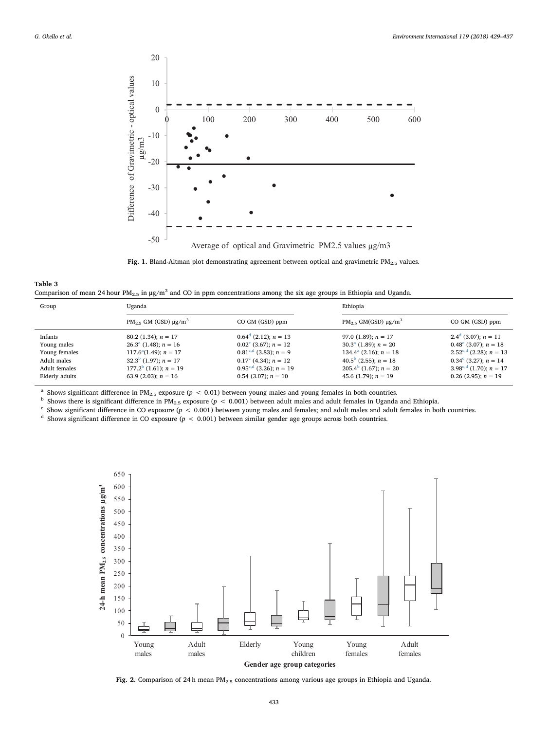Fig. 1. Bland-Altman plot demonstrating agreement between optical and gravimetric $PM_{2.5}$ values.

**Table 3**
Comparison of mean 24 hour $PM_{2.5}$ in μg/m$^3$ and CO in ppm concentrations among the six age groups in Ethiopia and Uganda.

| Group | Uganda | | Ethiopia | |
|---|---|---|---|---|
| | $PM_{2.5}$ GM (GSD) μg/m$^3$ | CO GM (GSD) ppm | $PM_{2.5}$ GM(GSD) μg/m$^3$ | CO GM (GSD) ppm |
| Infants | 80.2 (1.34); $n = 17$ | 0.64[d] (2.12); $n = 13$ | 97.0 (1.89); $n = 17$ | 2.4[d] (3.07); $n = 11$ |
| Young males | 26.3[a] (1.48); $n = 16$ | 0.02[c] (3.67); $n = 12$ | 30.3[a] (1.89); $n = 20$ | 0.48[c] (3.07); $n = 18$ |
| Young females | 117.6[a](1.49); $n = 17$ | 0.81[c,d] (3.83); $n = 9$ | 134.4[a] (2.16); $n = 18$ | 2.52[c,d] (2.28); $n = 13$ |
| Adult males | 32.3[b] (1.97); $n = 17$ | 0.17[c] (4.34); $n = 12$ | 40.5[b] (2.55); $n = 18$ | 0.34[c] (3.27); $n = 14$ |
| Adult females | 177.2[b] (1.61); $n = 19$ | 0.95[c,d] (3.26); $n = 19$ | 205.4[b] (1.67); $n = 20$ | 3.98[c,d] (1.70); $n = 17$ |
| Elderly adults | 63.9 (2.03); $n = 16$ | 0.54 (3.07); $n = 10$ | 45.6 (1.79); $n = 19$ | 0.26 (2.95); $n = 19$ |

[a] Shows significant difference in $PM_{2.5}$ exposure ($p < 0.01$) between young males and young females in both countries.
[b] Shows there is significant difference in $PM_{2.5}$ exposure ($p < 0.001$) between adult males and adult females in Uganda and Ethiopia.
[c] Show significant difference in CO exposure ($p < 0.001$) between young males and females; and adult males and adult females in both countries.
[d] Shows significant difference in CO exposure ($p < 0.001$) between similar gender age groups across both countries.

Fig. 2. Comparison of 24 h mean $PM_{2.5}$ concentrations among various age groups in Ethiopia and Uganda.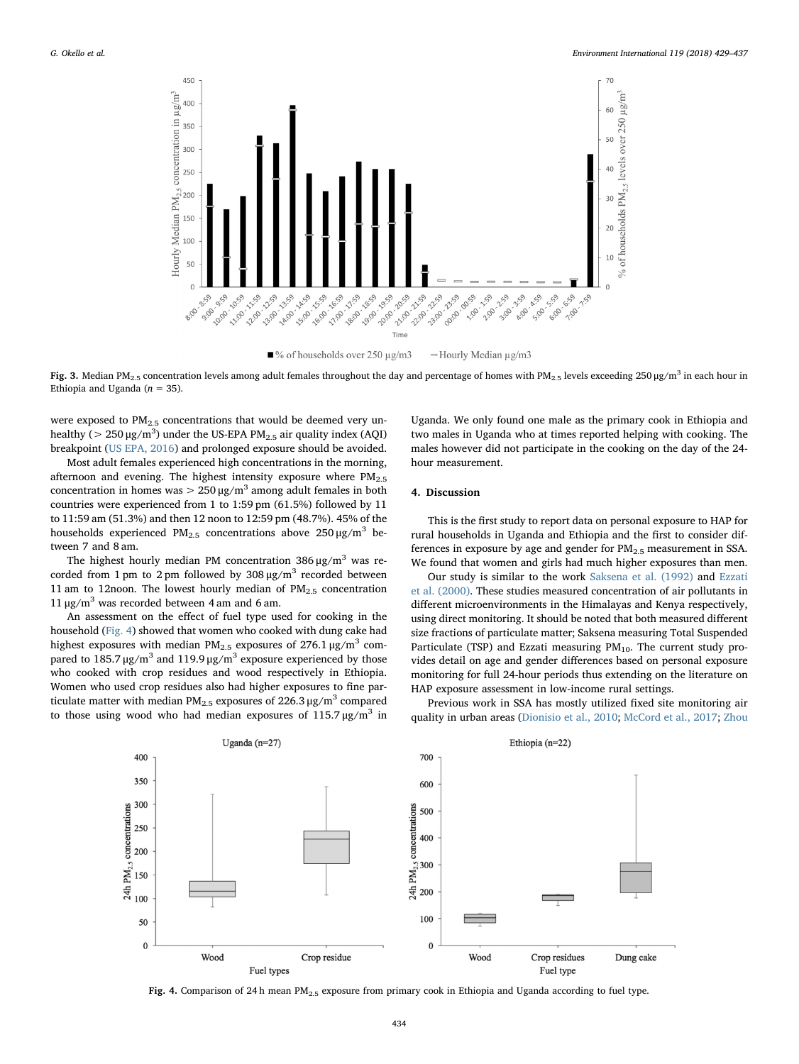Fig. 3. Median $PM_{2.5}$ concentration levels among adult females throughout the day and percentage of homes with $PM_{2.5}$ levels exceeding 250 μg/m$^3$ in each hour in Ethiopia and Uganda ($n$ = 35).

were exposed to $PM_{2.5}$ concentrations that would be deemed very unhealthy (> 250 μg/m$^3$) under the US-EPA $PM_{2.5}$ air quality index (AQI) breakpoint (US EPA, 2016) and prolonged exposure should be avoided.

Most adult females experienced high concentrations in the morning, afternoon and evening. The highest intensity exposure where $PM_{2.5}$ concentration in homes was > 250 μg/m$^3$ among adult females in both countries were experienced from 1 to 1:59 pm (61.5%) followed by 11 to 11:59 am (51.3%) and then 12 noon to 12:59 pm (48.7%). 45% of the households experienced $PM_{2.5}$ concentrations above 250 μg/m$^3$ between 7 and 8 am.

The highest hourly median PM concentration 386 μg/m$^3$ was recorded from 1 pm to 2 pm followed by 308 μg/m$^3$ recorded between 11 am to 12noon. The lowest hourly median of $PM_{2.5}$ concentration 11 μg/m$^3$ was recorded between 4 am and 6 am.

An assessment on the effect of fuel type used for cooking in the household (Fig. 4) showed that women who cooked with dung cake had highest exposures with median $PM_{2.5}$ exposures of 276.1 μg/m$^3$ compared to 185.7 μg/m$^3$ and 119.9 μg/m$^3$ exposure experienced by those who cooked with crop residues and wood respectively in Ethiopia. Women who used crop residues also had higher exposures to fine particulate matter with median $PM_{2.5}$ exposures of 226.3 μg/m$^3$ compared to those using wood who had median exposures of 115.7 μg/m$^3$ in Uganda. We only found one male as the primary cook in Ethiopia and two males in Uganda who at times reported helping with cooking. The males however did not participate in the cooking on the day of the 24-hour measurement.

## 4. Discussion

This is the first study to report data on personal exposure to HAP for rural households in Uganda and Ethiopia and the first to consider differences in exposure by age and gender for $PM_{2.5}$ measurement in SSA. We found that women and girls had much higher exposures than men.

Our study is similar to the work Saksena et al. (1992) and Ezzati et al. (2000). These studies measured concentration of air pollutants in different microenvironments in the Himalayas and Kenya respectively, using direct monitoring. It should be noted that both measured different size fractions of particulate matter; Saksena measuring Total Suspended Particulate (TSP) and Ezzati measuring $PM_{10}$. The current study provides detail on age and gender differences based on personal exposure monitoring for full 24-hour periods thus extending on the literature on HAP exposure assessment in low-income rural settings.

Previous work in SSA has mostly utilized fixed site monitoring air quality in urban areas (Dionisio et al., 2010; McCord et al., 2017; Zhou

Fig. 4. Comparison of 24 h mean $PM_{2.5}$ exposure from primary cook in Ethiopia and Uganda according to fuel type.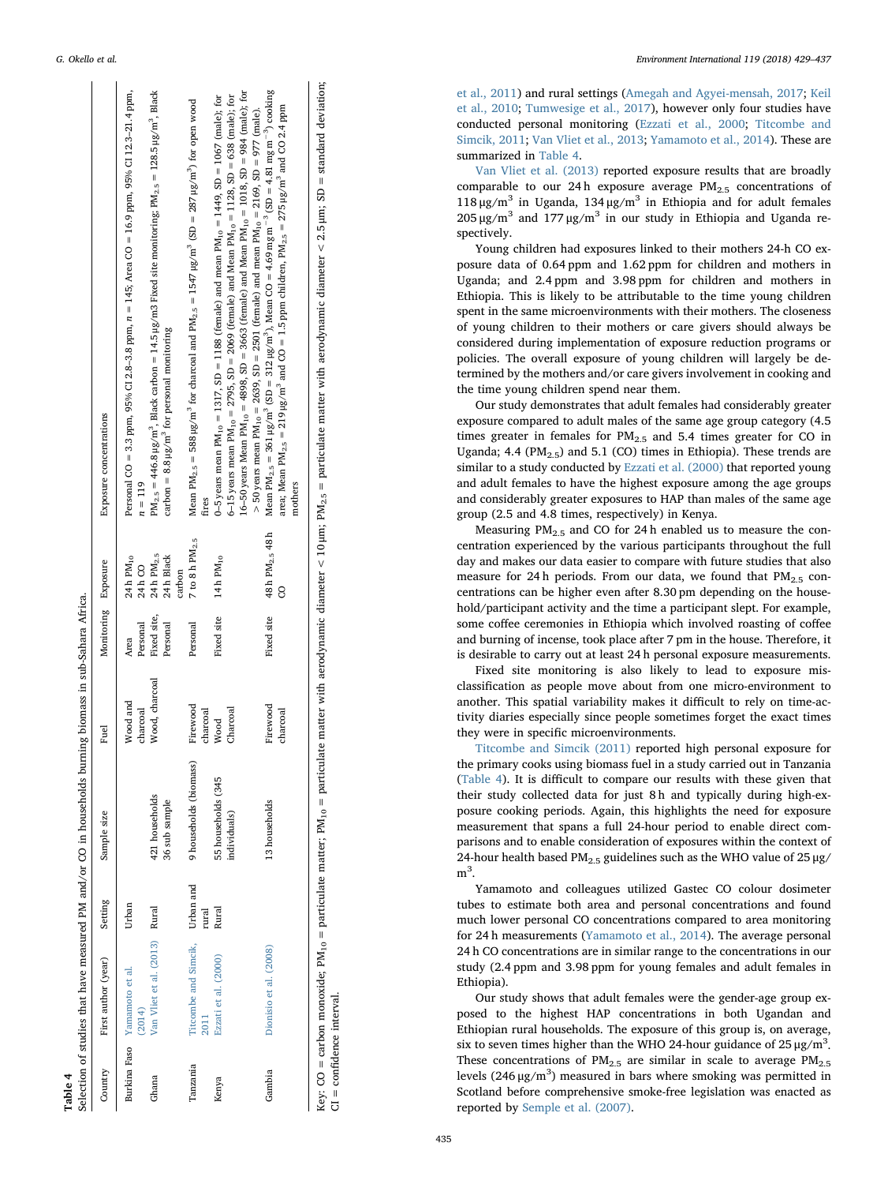**Table 4**

Selection of studies that have measured PM and/or CO in households burning biomass in sub-Sahara Africa.

| Country | First author (year) | Setting | Sample size | Fuel | Monitoring | Exposure | Exposure concentrations |
|---|---|---|---|---|---|---|---|
| Burkina Faso | Yamamoto et al. (2014) | Urban | | Wood and charcoal | Area Personal | 24 h $PM_{10}$ 24 h CO | Personal CO = 3.3 ppm, 95% CI 2.8–3.8 ppm, n = 145; Area CO = 16.9 ppm, 95% CI 12.3–21.4 ppm, n = 119 |
| Ghana | Van Vliet et al. (2013) | Rural | 421 households 36 sub sample | Wood, charcoal | Fixed site, Personal | 24 h $PM_{2.5}$ 24 h Black carbon | $PM_{2.5}$ = 446.8 μg/m$^3$, Black carbon = 14.5 μg/m3 Fixed site monitoring; $PM_{2.5}$ = 128.5 μg/m$^3$, Black carbon = 8.8 μg/m$^3$ for personal monitoring |
| Tanzania | Titcombe and Simcik, 2011 | Urban and rural | 9 households (biomass) | Firewood charcoal | Personal | 7 to 8 h $PM_{2.5}$ | Mean $PM_{2.5}$ = 588 μg/m$^3$ for charcoal and $PM_{2.5}$ = 1547 μg/m$^3$ (SD = 287 μg/m$^3$) for open wood fires |
| Kenya | Ezzati et al. (2000) | Rural | 55 households (345 individuals) | Wood Charcoal | Fixed site | 14 h $PM_{10}$ | 0–5 years mean $PM_{10}$ = 1317, SD = 1188 (female) and mean $PM_{10}$ = 1449, SD = 1067 (male); for 6–15 years mean $PM_{10}$ = 2795, SD = 2069 (female) and Mean $PM_{10}$ = 1128, SD = 638 (male); for 16–50 years Mean $PM_{10}$ = 4898, SD = 3663 (female) and Mean $PM_{10}$ = 1018, SD = 984 (male); for > 50 years mean $PM_{10}$ = 2639, SD = 2501 (female) and mean $PM_{10}$ = 2169, SD = 977 (male). |
| Gambia | Dionisio et al. (2008) | | 13 households | Firewood charcoal | Fixed site | 48 h $PM_{2.5}$ 48 h CO | Mean $PM_{2.5}$ = 361 μg/m$^3$ (SD = 312 μg/m$^3$), Mean CO = 4.69 mg m$^{-3}$ (SD = 4.81 mg m$^{-3}$) cooking area; Mean $PM_{2.5}$ = 219 μg/m$^3$ and CO = 1.5 ppm children, $PM_{2.5}$ = 275 μg/m$^3$ and CO 2.4 ppm mothers |

Key: CO = carbon monoxide; $PM_{10}$ = particulate matter; $PM_{10}$ = particulate matter with aerodynamic diameter < 10 μm; $PM_{2.5}$ = particulate matter with aerodynamic diameter < 2.5 μm; SD = standard deviation; CI = confidence interval.

et al., 2011) and rural settings (Amegah and Agyei-mensah, 2017; Keil et al., 2010; Tumwesige et al., 2017), however only four studies have conducted personal monitoring (Ezzati et al., 2000; Titcombe and Simcik, 2011; Van Vliet et al., 2013; Yamamoto et al., 2014). These are summarized in Table 4.

Van Vliet et al. (2013) reported exposure results that are broadly comparable to our 24 h exposure average $PM_{2.5}$ concentrations of 118 μg/m$^3$ in Uganda, 134 μg/m$^3$ in Ethiopia and for adult females 205 μg/m$^3$ and 177 μg/m$^3$ in our study in Ethiopia and Uganda respectively.

Young children had exposures linked to their mothers 24-h CO exposure data of 0.64 ppm and 1.62 ppm for children and mothers in Uganda; and 2.4 ppm and 3.98 ppm for children and mothers in Ethiopia. This is likely to be attributable to the time young children spent in the same microenvironments with their mothers. The closeness of young children to their mothers or care givers should always be considered during implementation of exposure reduction programs or policies. The overall exposure of young children will largely be determined by the mothers and/or care givers involvement in cooking and the time young children spend near them.

Our study demonstrates that adult females had considerably greater exposure compared to adult males of the same age group category (4.5 times greater in females for $PM_{2.5}$ and 5.4 times greater for CO in Uganda; 4.4 ($PM_{2.5}$) and 5.1 (CO) times in Ethiopia). These trends are similar to a study conducted by Ezzati et al. (2000) that reported young and adult females to have the highest exposure among the age groups and considerably greater exposures to HAP than males of the same age group (2.5 and 4.8 times, respectively) in Kenya.

Measuring $PM_{2.5}$ and CO for 24 h enabled us to measure the concentration experienced by the various participants throughout the full day and makes our data easier to compare with future studies that also measure for 24 h periods. From our data, we found that $PM_{2.5}$ concentrations can be higher even after 8.30 pm depending on the household/participant activity and the time a participant slept. For example, some coffee ceremonies in Ethiopia which involved roasting of coffee and burning of incense, took place after 7 pm in the house. Therefore, it is desirable to carry out at least 24 h personal exposure measurements.

Fixed site monitoring is also likely to lead to exposure misclassification as people move about from one micro-environment to another. This spatial variability makes it difficult to rely on time-activity diaries especially since people sometimes forget the exact times they were in specific microenvironments.

Titcombe and Simcik (2011) reported high personal exposure for the primary cooks using biomass fuel in a study carried out in Tanzania (Table 4). It is difficult to compare our results with these given that their study collected data for just 8 h and typically during high-exposure cooking periods. Again, this highlights the need for exposure measurement that spans a full 24-hour period to enable direct comparisons and to enable consideration of exposures within the context of 24-hour health based $PM_{2.5}$ guidelines such as the WHO value of 25 μg/m$^3$.

Yamamoto and colleagues utilized Gastec CO colour dosimeter tubes to estimate both area and personal concentrations and found much lower personal CO concentrations compared to area monitoring for 24 h measurements (Yamamoto et al., 2014). The average personal 24 h CO concentrations are in similar range to the concentrations in our study (2.4 ppm and 3.98 ppm for young females and adult females in Ethiopia).

Our study shows that adult females were the gender-age group exposed to the highest HAP concentrations in both Ugandan and Ethiopian rural households. The exposure of this group is, on average, six to seven times higher than the WHO 24-hour guidance of 25 μg/m$^3$. These concentrations of $PM_{2.5}$ are similar in scale to average $PM_{2.5}$ levels (246 μg/m$^3$) measured in bars where smoking was permitted in Scotland before comprehensive smoke-free legislation was enacted as reported by Semple et al. (2007).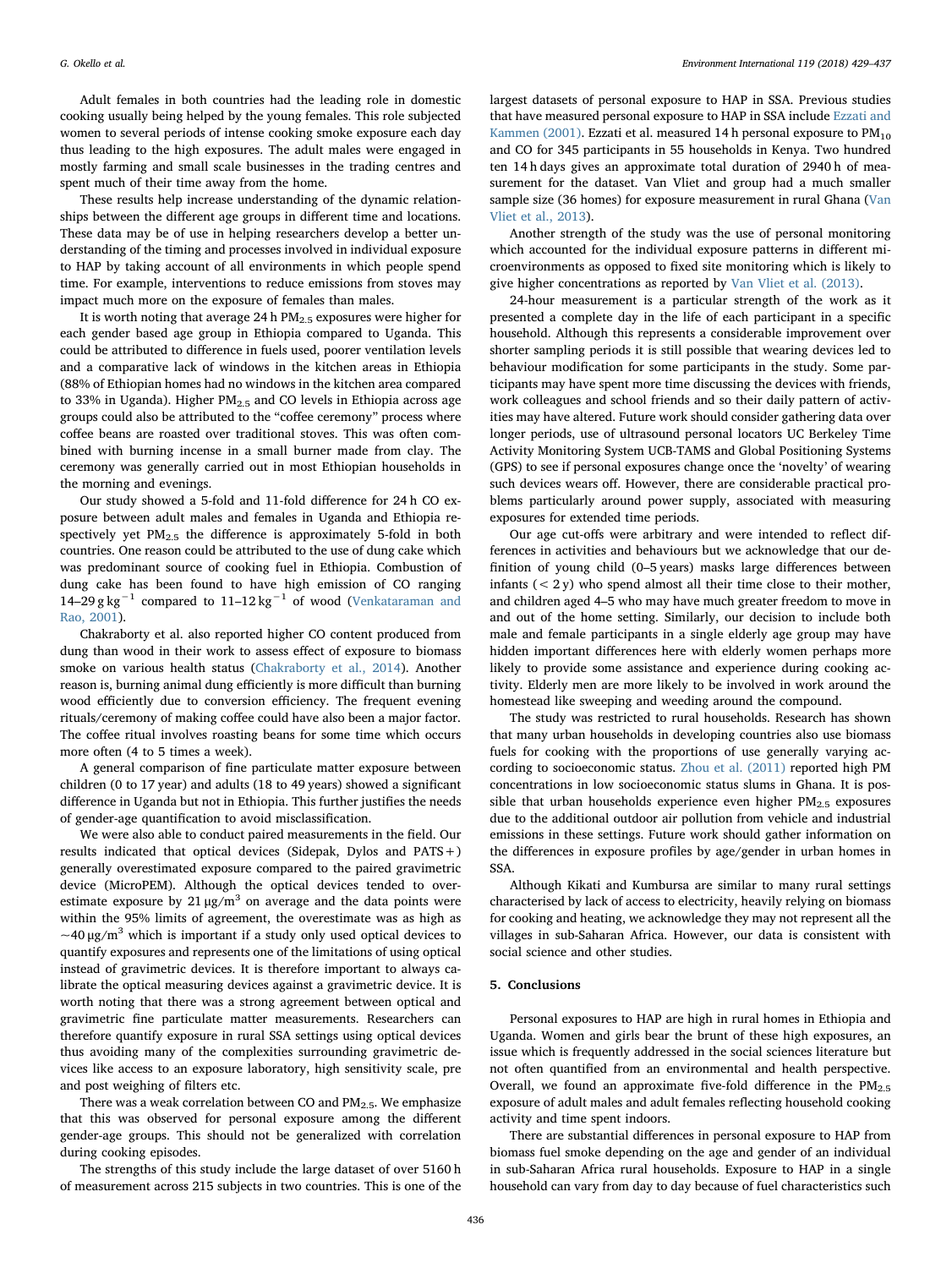Adult females in both countries had the leading role in domestic cooking usually being helped by the young females. This role subjected women to several periods of intense cooking smoke exposure each day thus leading to the high exposures. The adult males were engaged in mostly farming and small scale businesses in the trading centres and spent much of their time away from the home.

These results help increase understanding of the dynamic relationships between the different age groups in different time and locations. These data may be of use in helping researchers develop a better understanding of the timing and processes involved in individual exposure to HAP by taking account of all environments in which people spend time. For example, interventions to reduce emissions from stoves may impact much more on the exposure of females than males.

It is worth noting that average 24 h $PM_{2.5}$ exposures were higher for each gender based age group in Ethiopia compared to Uganda. This could be attributed to difference in fuels used, poorer ventilation levels and a comparative lack of windows in the kitchen areas in Ethiopia (88% of Ethiopian homes had no windows in the kitchen area compared to 33% in Uganda). Higher $PM_{2.5}$ and CO levels in Ethiopia across age groups could also be attributed to the "coffee ceremony" process where coffee beans are roasted over traditional stoves. This was often combined with burning incense in a small burner made from clay. The ceremony was generally carried out in most Ethiopian households in the morning and evenings.

Our study showed a 5-fold and 11-fold difference for 24 h CO exposure between adult males and females in Uganda and Ethiopia respectively yet $PM_{2.5}$ the difference is approximately 5-fold in both countries. One reason could be attributed to the use of dung cake which was predominant source of cooking fuel in Ethiopia. Combustion of dung cake has been found to have high emission of CO ranging 14–29 $g\,kg^{-1}$ compared to 11–12 $kg^{-1}$ of wood (Venkataraman and Rao, 2001).

Chakraborty et al. also reported higher CO content produced from dung than wood in their work to assess effect of exposure to biomass smoke on various health status (Chakraborty et al., 2014). Another reason is, burning animal dung efficiently is more difficult than burning wood efficiently due to conversion efficiency. The frequent evening rituals/ceremony of making coffee could have also been a major factor. The coffee ritual involves roasting beans for some time which occurs more often (4 to 5 times a week).

A general comparison of fine particulate matter exposure between children (0 to 17 year) and adults (18 to 49 years) showed a significant difference in Uganda but not in Ethiopia. This further justifies the needs of gender-age quantification to avoid misclassification.

We were also able to conduct paired measurements in the field. Our results indicated that optical devices (Sidepak, Dylos and PATS+) generally overestimated exposure compared to the paired gravimetric device (MicroPEM). Although the optical devices tended to overestimate exposure by 21 $\mu g/m^3$ on average and the data points were within the 95% limits of agreement, the overestimate was as high as ~40 $\mu g/m^3$ which is important if a study only used optical devices to quantify exposures and represents one of the limitations of using optical instead of gravimetric devices. It is therefore important to always calibrate the optical measuring devices against a gravimetric device. It is worth noting that there was a strong agreement between optical and gravimetric fine particulate matter measurements. Researchers can therefore quantify exposure in rural SSA settings using optical devices thus avoiding many of the complexities surrounding gravimetric devices like access to an exposure laboratory, high sensitivity scale, pre and post weighing of filters etc.

There was a weak correlation between CO and $PM_{2.5}$. We emphasize that this was observed for personal exposure among the different gender-age groups. This should not be generalized with correlation during cooking episodes.

The strengths of this study include the large dataset of over 5160 h of measurement across 215 subjects in two countries. This is one of the largest datasets of personal exposure to HAP in SSA. Previous studies that have measured personal exposure to HAP in SSA include Ezzati and Kammen (2001). Ezzati et al. measured 14 h personal exposure to $PM_{10}$ and CO for 345 participants in 55 households in Kenya. Two hundred ten 14 h days gives an approximate total duration of 2940 h of measurement for the dataset. Van Vliet and group had a much smaller sample size (36 homes) for exposure measurement in rural Ghana (Van Vliet et al., 2013).

Another strength of the study was the use of personal monitoring which accounted for the individual exposure patterns in different microenvironments as opposed to fixed site monitoring which is likely to give higher concentrations as reported by Van Vliet et al. (2013).

24-hour measurement is a particular strength of the work as it presented a complete day in the life of each participant in a specific household. Although this represents a considerable improvement over shorter sampling periods it is still possible that wearing devices led to behaviour modification for some participants in the study. Some participants may have spent more time discussing the devices with friends, work colleagues and school friends and so their daily pattern of activities may have altered. Future work should consider gathering data over longer periods, use of ultrasound personal locators UC Berkeley Time Activity Monitoring System UCB-TAMS and Global Positioning Systems (GPS) to see if personal exposures change once the 'novelty' of wearing such devices wears off. However, there are considerable practical problems particularly around power supply, associated with measuring exposures for extended time periods.

Our age cut-offs were arbitrary and were intended to reflect differences in activities and behaviours but we acknowledge that our definition of young child (0–5 years) masks large differences between infants (< 2 y) who spend almost all their time close to their mother, and children aged 4–5 who may have much greater freedom to move in and out of the home setting. Similarly, our decision to include both male and female participants in a single elderly age group may have hidden important differences here with elderly women perhaps more likely to provide some assistance and experience during cooking activity. Elderly men are more likely to be involved in work around the homestead like sweeping and weeding around the compound.

The study was restricted to rural households. Research has shown that many urban households in developing countries also use biomass fuels for cooking with the proportions of use generally varying according to socioeconomic status. Zhou et al. (2011) reported high PM concentrations in low socioeconomic status slums in Ghana. It is possible that urban households experience even higher $PM_{2.5}$ exposures due to the additional outdoor air pollution from vehicle and industrial emissions in these settings. Future work should gather information on the differences in exposure profiles by age/gender in urban homes in SSA.

Although Kikati and Kumbursa are similar to many rural settings characterised by lack of access to electricity, heavily relying on biomass for cooking and heating, we acknowledge they may not represent all the villages in sub-Saharan Africa. However, our data is consistent with social science and other studies.

## 5. Conclusions

Personal exposures to HAP are high in rural homes in Ethiopia and Uganda. Women and girls bear the brunt of these high exposures, an issue which is frequently addressed in the social sciences literature but not often quantified from an environmental and health perspective. Overall, we found an approximate five-fold difference in the $PM_{2.5}$ exposure of adult males and adult females reflecting household cooking activity and time spent indoors.

There are substantial differences in personal exposure to HAP from biomass fuel smoke depending on the age and gender of an individual in sub-Saharan Africa rural households. Exposure to HAP in a single household can vary from day to day because of fuel characteristics such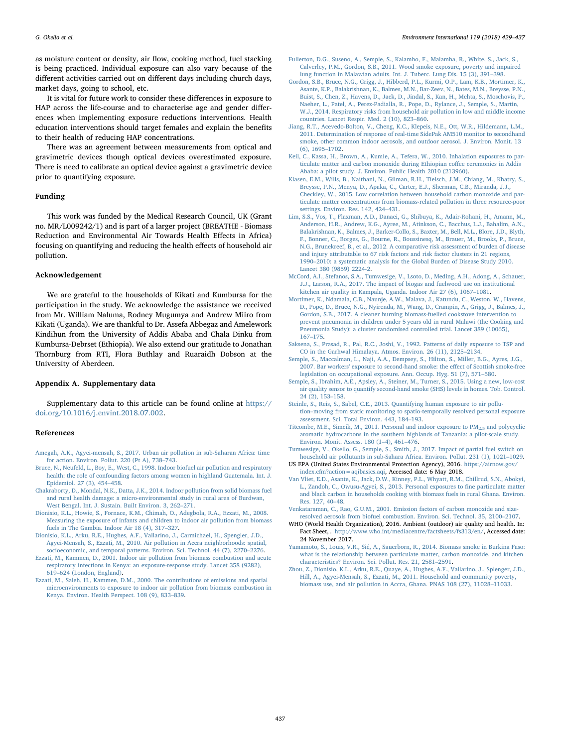as moisture content or density, air flow, cooking method, fuel stacking is being practiced. Individual exposure can also vary because of the different activities carried out on different days including church days, market days, going to school, etc.

It is vital for future work to consider these differences in exposure to HAP across the life-course and to characterise age and gender differences when implementing exposure reductions interventions. Health education interventions should target females and explain the benefits to their health of reducing HAP concentrations.

There was an agreement between measurements from optical and gravimetric devices though optical devices overestimated exposure. There is need to calibrate an optical device against a gravimetric device prior to quantifying exposure.

## Funding

This work was funded by the Medical Research Council, UK (Grant no. MR/L009242/1) and is part of a larger project (BREATHE - Biomass Reduction and Environmental Air Towards Health Effects in Africa) focusing on quantifying and reducing the health effects of household air pollution.

## Acknowledgement

We are grateful to the households of Kikati and Kumbursa for the participation in the study. We acknowledge the assistance we received from Mr. William Naluma, Rodney Mugumya and Andrew Miiro from Kikati (Uganda). We are thankful to Dr. Assefa Abbegaz and Amelework Kindihun from the University of Addis Ababa and Chala Dinku from Kumbursa-Debrset (Ethiopia). We also extend our gratitude to Jonathan Thornburg from RTI, Flora Buthlay and Ruaraidh Dobson at the University of Aberdeen.

## Appendix A. Supplementary data

Supplementary data to this article can be found online at https://doi.org/10.1016/j.envint.2018.07.002.

## References

Amegah, A.K., Agyei-mensah, S., 2017. Urban air pollution in sub-Saharan Africa: time for action. Environ. Pollut. 220 (Pt A), 738–743.

Bruce, N., Neufeld, L., Boy, E., West, C., 1998. Indoor biofuel air pollution and respiratory health: the role of confounding factors among women in highland Guatemala. Int. J. Epidemiol. 27 (3), 454–458.

Chakraborty, D., Mondal, N.K., Datta, J.K., 2014. Indoor pollution from solid biomass fuel and rural health damage: a micro-environmental study in rural area of Burdwan, West Bengal. Int. J. Sustain. Built Environ. 3, 262–271.

Dionisio, K.L., Howie, S., Fornace, K.M., Chimah, O., Adegbola, R.A., Ezzati, M., 2008. Measuring the exposure of infants and children to indoor air pollution from biomass fuels in The Gambia. Indoor Air 18 (4), 317–327.

Dionisio, K.L., Arku, R.E., Hughes, A.F., Vallarino, J., Carmichael, H., Spengler, J.D., Agyei-Mensah, S., Ezzati, M., 2010. Air pollution in Accra neighborhoods: spatial, socioeconomic, and temporal patterns. Environ. Sci. Technol. 44 (7), 2270–2276.

Ezzati, M., Kammen, D., 2001. Indoor air pollution from biomass combustion and acute respiratory infections in Kenya: an exposure-response study. Lancet 358 (9282), 619–624 (London, England).

Ezzati, M., Saleh, H., Kammen, D.M., 2000. The contributions of emissions and spatial microenvironments to exposure to indoor air pollution from biomass combustion in Kenya. Environ. Health Perspect. 108 (9), 833–839.

Fullerton, D.G., Suseno, A., Semple, S., Kalambo, F., Malamba, R., White, S., Jack, S., Calverley, P.M., Gordon, S.B., 2011. Wood smoke exposure, poverty and impaired lung function in Malawian adults. Int. J. Tuberc. Lung Dis. 15 (3), 391–398.

Gordon, S.B., Bruce, N.G., Grigg, J., Hibberd, P.L., Kurmi, O.P., Lam, K.B., Mortimer, K., Asante, K.P., Balakrishnan, K., Balmes, M.N., Bar-Zeev, N., Bates, M.N., Breysse, P.N., Buist, S., Chen, Z., Havens, D., Jack, D., Jindal, S., Kan, H., Mehta, S., Moschovis, P., Naeher, L., Patel, A., Perez-Padialla, R., Pope, D., Rylance, J., Semple, S., Martin, W.J., 2014. Respiratory risks from household air pollution in low and middle income countries. Lancet Respir. Med. 2 (10), 823–860.

Jiang, R.T., Acevedo-Bolton, V., Cheng, K.C., Klepeis, N.E., Ott, W.R., Hildemann, L.M., 2011. Determination of response of real-time SidePak AM510 monitor to secondhand smoke, other common indoor aerosols, and outdoor aerosol. J. Environ. Monit. 13 (6), 1695–1702.

Keil, C., Kassa, H., Brown, A., Kumie, A., Tefera, W., 2010. Inhalation exposures to particulate matter and carbon monoxide during Ethiopian coffee ceremonies in Addis Ababa: a pilot study. J. Environ. Public Health 2010 (213960).

Klasen, E.M., Wills, B., Naithani, N., Gilman, R.H., Tielsch, J.M., Chiang, M., Khatry, S., Breysse, P.N., Menya, D., Apaka, C., Carter, E.J., Sherman, C.B., Miranda, J.J., Checkley, W., 2015. Low correlation between household carbon monoxide and particulate matter concentrations from biomass-related pollution in three resource-poor settings. Environ. Res. 142, 424–431.

Lim, S.S., Vos, T., Flaxman, A.D., Danaei, G., Shibuya, K., Adair-Rohani, H., Amann, M., Anderson, H.R., Andrew, K.G., Ayree, M., Atinkson, C., Bacchus, L.J., Bahalim, A.N., Balakrishnan, K., Balmes, J., Barker-Collo, S., Baxter, M., Bell, M.L., Blore, J.D., Blyth, F., Bonner, C., Borges, G., Bourne, R., Boussinesq, M., Brauer, M., Brooks, P., Bruce, N.G., Brunekreef, B., et al., 2012. A comparative risk assessment of burden of disease and injury attributable to 67 risk factors and risk factor clusters in 21 regions, 1990–2010: a systematic analysis for the Global Burden of Disease Study 2010. Lancet 380 (9859) 2224-2.

McCord, A.I., Stefanos, S.A., Tumwesige, V., Lsoto, D., Meding, A.H., Adong, A., Schauer, J.J., Larson, R.A., 2017. The impact of biogas and fuelwood use on institutional kitchen air quality in Kampala, Uganda. Indoor Air 27 (6), 1067–1081.

Mortimer, K., Ndamala, C.B., Naunje, A.W., Malava, J., Katundu, C., Weston, W., Havens, D., Pope, D., Bruce, N.G., Nyirenda, M., Wang, D., Crampin, A., Grigg, J., Balmes, J., Gordon, S.B., 2017. A cleaner burning biomass-fuelled cookstove intervention to prevent pneumonia in children under 5 years old in rural Malawi (the Cooking and Pneumonia Study): a cluster randomised controlled trial. Lancet 389 (10065), 167–175.

Saksena, S., Prasad, R., Pal, R.C., Joshi, V., 1992. Patterns of daily exposure to TSP and CO in the Garhwal Himalaya. Atmos. Environ. 26 (11), 2125–2134.

Semple, S., Maccalman, L., Naji, A.A., Dempsey, S., Hilton, S., Miller, B.G., Ayres, J.G., 2007. Bar workers' exposure to second-hand smoke: the effect of Scottish smoke-free legislation on occupational exposure. Ann. Occup. Hyg. 51 (7), 571–580.

Semple, S., Ibrahim, A.E., Apsley, A., Steiner, M., Turner, S., 2015. Using a new, low-cost air quality sensor to quantify second-hand smoke (SHS) levels in homes. Tob. Control. 24 (2), 153–158.

Steinle, S., Reis, S., Sabel, C.E., 2013. Quantifying human exposure to air pollution–moving from static monitoring to spatio-temporally resolved personal exposure assessment. Sci. Total Environ. 443, 184–193.

Titcombe, M.E., Simcik, M., 2011. Personal and indoor exposure to $PM_{2.5}$ and polycyclic aromatic hydrocarbons in the southern highlands of Tanzania: a pilot-scale study. Environ. Monit. Assess. 180 (1–4), 461–476.

Tumwesige, V., Okello, G., Semple, S., Smith, J., 2017. Impact of partial fuel switch on household air pollutants in sub-Sahara Africa. Environ. Pollut. 231 (1), 1021–1029.

US EPA (United States Environmental Protection Agency), 2016. https://airnow.gov/index.cfm?action=aqibasics.aqi, Accessed date: 6 May 2018.

Van Vliet, E.D., Asante, K., Jack, D.W., Kinney, P.L., Whyatt, R.M., Chillrud, S.N., Abokyi, L., Zandoh, C., Owusu-Agyei, S., 2013. Personal exposures to fine particulate matter and black carbon in households cooking with biomass fuels in rural Ghana. Environ. Res. 127, 40–48.

Venkataraman, C., Rao, G.U.M., 2001. Emission factors of carbon monoxide and size-resolved aerosols from biofuel combustion. Environ. Sci. Technol. 35, 2100–2107.

WHO (World Health Organization), 2016. Ambient (outdoor) air quality and health. In: Fact Sheet, . http://www.who.int/mediacentre/factsheets/fs313/en/, Accessed date: 24 November 2017.

Yamamoto, S., Louis, V.R., Sié, A., Sauerborn, R., 2014. Biomass smoke in Burkina Faso: what is the relationship between particulate matter, carbon monoxide, and kitchen characteristics? Environ. Sci. Pollut. Res. 21, 2581–2591.

Zhou, Z., Dionisio, K.L., Arku, R.E., Quaye, A., Hughes, A.F., Vallarino, J., Splenger, J.D., Hill, A., Agyei-Mensah, S., Ezzati, M., 2011. Household and community poverty, biomass use, and air pollution in Accra, Ghana. PNAS 108 (27), 11028–11033.